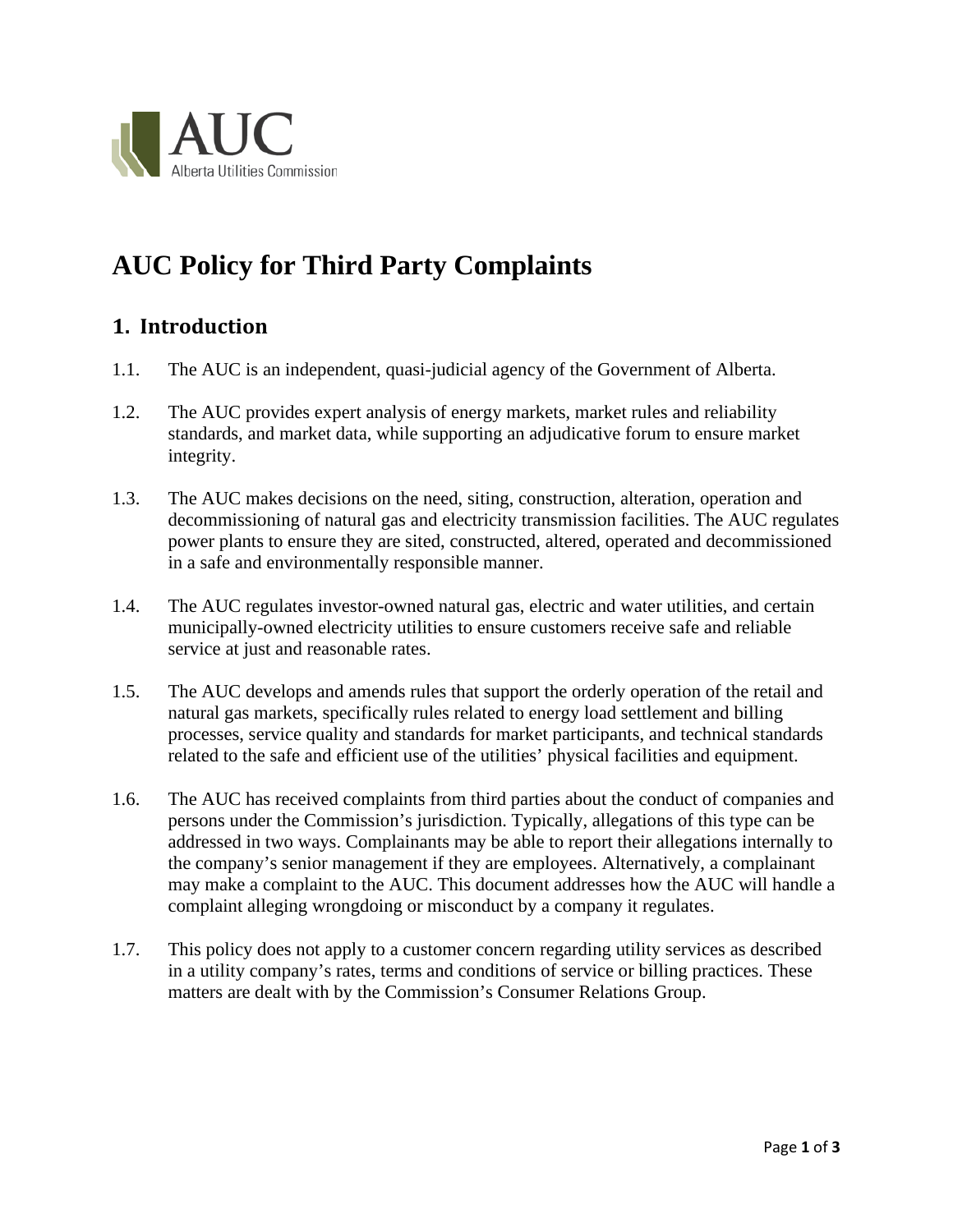# AUC Policy for Third Party Complaints

## 1. Introduction

1.1. The AUC is an independent, quasi-judicial agency of the Government of Alberta.

1.2. The AUC provides expert analysis of energy markets, market rules and reliability standards, and market data, while supporting an adjudicative forum to ensure market integrity.

1.3. The AUC makes decisions on the need, siting, construction, alteration, operation and decommissioning of natural gas and electricity transmission facilities. The AUC regulates power plants to ensure they are sited, constructed, altered, operated and decommissioned in a safe and environmentally responsible manner.

1.4. The AUC regulates investor-owned natural gas, electric and water utilities, and certain municipally-owned electricity utilities to ensure customers receive safe and reliable service at just and reasonable rates.

1.5. The AUC develops and amends rules that support the orderly operation of the retail and natural gas markets, specifically rules related to energy load settlement and billing processes, service quality and standards for market participants, and technical standards related to the safe and efficient use of the utilities' physical facilities and equipment.

1.6. The AUC has received complaints from third parties about the conduct of companies and persons under the Commission's jurisdiction. Typically, allegations of this type can be addressed in two ways. Complainants may be able to report their allegations internally to the company's senior management if they are employees. Alternatively, a complainant may make a complaint to the AUC. This document addresses how the AUC will handle a complaint alleging wrongdoing or misconduct by a company it regulates.

1.7. This policy does not apply to a customer concern regarding utility services as described in a utility company's rates, terms and conditions of service or billing practices. These matters are dealt with by the Commission's Consumer Relations Group.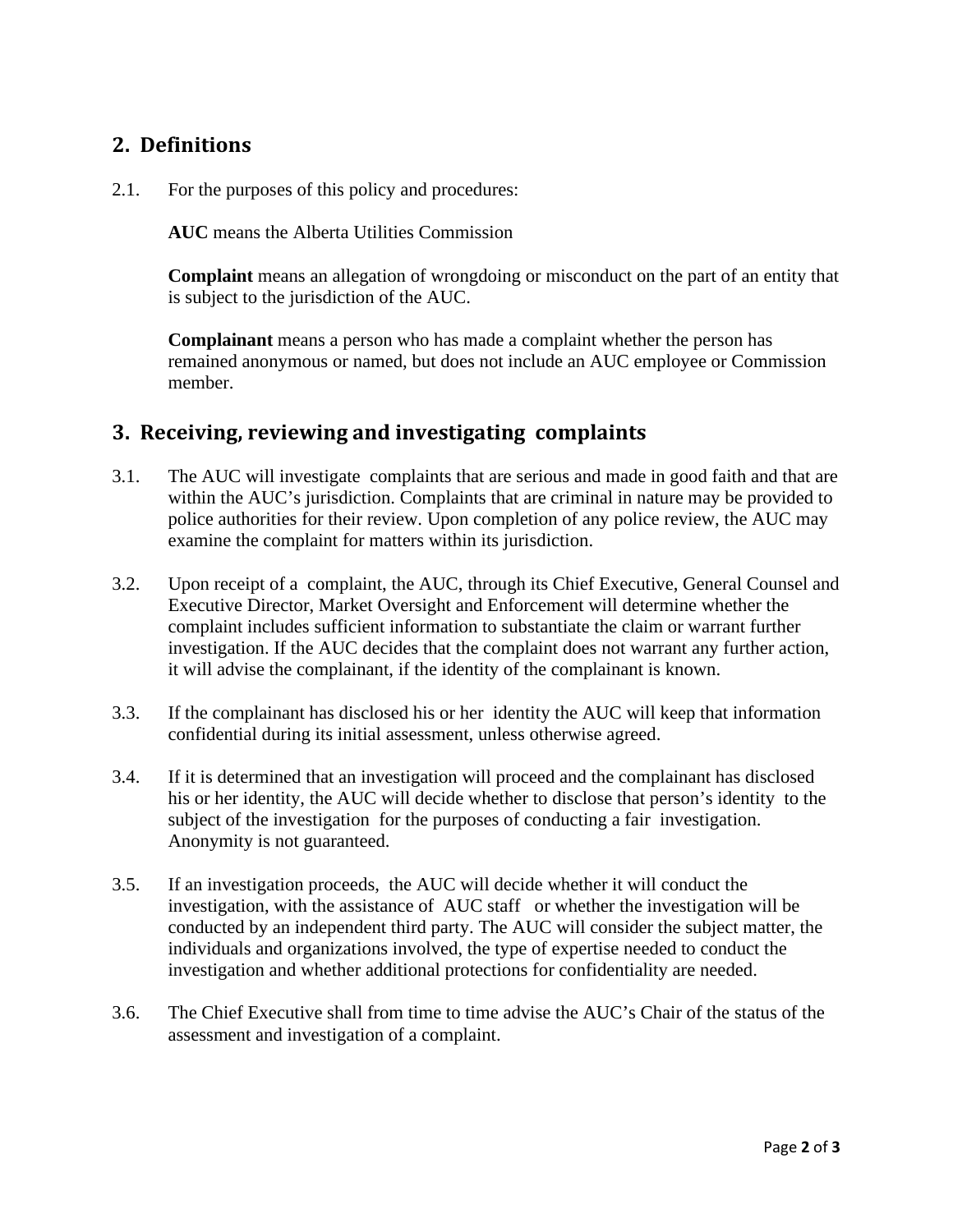## 2. Definitions

2.1. For the purposes of this policy and procedures:

**AUC** means the Alberta Utilities Commission

**Complaint** means an allegation of wrongdoing or misconduct on the part of an entity that is subject to the jurisdiction of the AUC.

**Complainant** means a person who has made a complaint whether the person has remained anonymous or named, but does not include an AUC employee or Commission member.

## 3. Receiving, reviewing and investigating complaints

3.1. The AUC will investigate complaints that are serious and made in good faith and that are within the AUC's jurisdiction. Complaints that are criminal in nature may be provided to police authorities for their review. Upon completion of any police review, the AUC may examine the complaint for matters within its jurisdiction.

3.2. Upon receipt of a complaint, the AUC, through its Chief Executive, General Counsel and Executive Director, Market Oversight and Enforcement will determine whether the complaint includes sufficient information to substantiate the claim or warrant further investigation. If the AUC decides that the complaint does not warrant any further action, it will advise the complainant, if the identity of the complainant is known.

3.3. If the complainant has disclosed his or her identity the AUC will keep that information confidential during its initial assessment, unless otherwise agreed.

3.4. If it is determined that an investigation will proceed and the complainant has disclosed his or her identity, the AUC will decide whether to disclose that person's identity to the subject of the investigation for the purposes of conducting a fair investigation. Anonymity is not guaranteed.

3.5. If an investigation proceeds, the AUC will decide whether it will conduct the investigation, with the assistance of AUC staff or whether the investigation will be conducted by an independent third party. The AUC will consider the subject matter, the individuals and organizations involved, the type of expertise needed to conduct the investigation and whether additional protections for confidentiality are needed.

3.6. The Chief Executive shall from time to time advise the AUC's Chair of the status of the assessment and investigation of a complaint.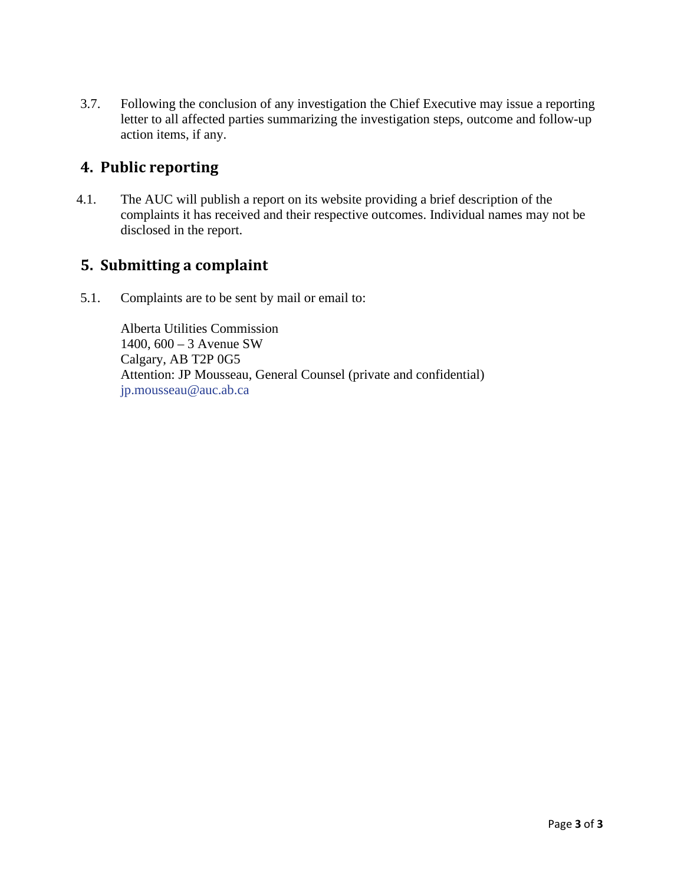3.7. Following the conclusion of any investigation the Chief Executive may issue a reporting letter to all affected parties summarizing the investigation steps, outcome and follow-up action items, if any.

## 4. Public reporting

4.1. The AUC will publish a report on its website providing a brief description of the complaints it has received and their respective outcomes. Individual names may not be disclosed in the report.

## 5. Submitting a complaint

5.1. Complaints are to be sent by mail or email to:

Alberta Utilities Commission
1400, 600 – 3 Avenue SW
Calgary, AB T2P 0G5
Attention: JP Mousseau, General Counsel (private and confidential)
jp.mousseau@auc.ab.ca